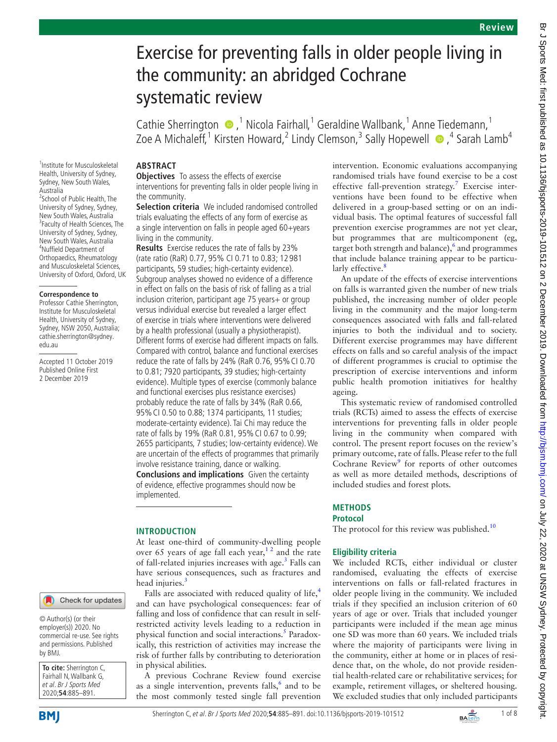# Exercise for preventing falls in older people living in the community: an abridged Cochrane systematic review

Cathie Sherrington,[1] Nicola Fairhall,[1] Geraldine Wallbank,[1] Anne Tiedemann,[1] Zoe A Michaleff,[1] Kirsten Howard,[2] Lindy Clemson,[3] Sally Hopewell,[4] Sarah Lamb[4]

[1]Institute for Musculoskeletal Health, University of Sydney, Sydney, New South Wales, Australia
[2]School of Public Health, The University of Sydney, Sydney, New South Wales, Australia
[3]Faculty of Health Sciences, The University of Sydney, Sydney, New South Wales, Australia
[4]Nuffield Department of Orthopaedics, Rheumatology and Musculoskeletal Sciences, University of Oxford, Oxford, UK

**Correspondence to**
Professor Cathie Sherrington, Institute for Musculoskeletal Health, University of Sydney, Sydney, NSW 2050, Australia; cathie.sherrington@sydney.edu.au

Accepted 11 October 2019
Published Online First 2 December 2019

© Author(s) (or their employer(s)) 2020. No commercial re-use. See rights and permissions. Published by BMJ.

**To cite:** Sherrington C, Fairhall N, Wallbank G, *et al*. *Br J Sports Med* 2020;**54**:885–891.

## ABSTRACT

**Objectives** To assess the effects of exercise interventions for preventing falls in older people living in the community.

**Selection criteria** We included randomised controlled trials evaluating the effects of any form of exercise as a single intervention on falls in people aged 60+years living in the community.

**Results** Exercise reduces the rate of falls by 23% (rate ratio (RaR) 0.77, 95% CI 0.71 to 0.83; 12 981 participants, 59 studies; high-certainty evidence). Subgroup analyses showed no evidence of a difference in effect on falls on the basis of risk of falling as a trial inclusion criterion, participant age 75 years+ or group versus individual exercise but revealed a larger effect of exercise in trials where interventions were delivered by a health professional (usually a physiotherapist). Different forms of exercise had different impacts on falls. Compared with control, balance and functional exercises reduce the rate of falls by 24% (RaR 0.76, 95% CI 0.70 to 0.81; 7920 participants, 39 studies; high-certainty evidence). Multiple types of exercise (commonly balance and functional exercises plus resistance exercises) probably reduce the rate of falls by 34% (RaR 0.66, 95% CI 0.50 to 0.88; 1374 participants, 11 studies; moderate-certainty evidence). Tai Chi may reduce the rate of falls by 19% (RaR 0.81, 95% CI 0.67 to 0.99; 2655 participants, 7 studies; low-certainty evidence). We are uncertain of the effects of programmes that primarily involve resistance training, dance or walking.

**Conclusions and implications** Given the certainty of evidence, effective programmes should now be implemented.

## INTRODUCTION

At least one-third of community-dwelling people over 65 years of age fall each year,[1,2] and the rate of fall-related injuries increases with age.[3] Falls can have serious consequences, such as fractures and head injuries.[3]

Falls are associated with reduced quality of life,[4] and can have psychological consequences: fear of falling and loss of confidence that can result in self-restricted activity levels leading to a reduction in physical function and social interactions.[5] Paradoxically, this restriction of activities may increase the risk of further falls by contributing to deterioration in physical abilities.

A previous Cochrane Review found exercise as a single intervention, prevents falls,[6] and to be the most commonly tested single fall prevention intervention. Economic evaluations accompanying randomised trials have found exercise to be a cost effective fall-prevention strategy.[7] Exercise interventions have been found to be effective when delivered in a group-based setting or on an individual basis. The optimal features of successful fall prevention exercise programmes are not yet clear, but programmes that are multicomponent (eg, target both strength and balance),[6] and programmes that include balance training appear to be particularly effective.[8]

An update of the effects of exercise interventions on falls is warranted given the number of new trials published, the increasing number of older people living in the community and the major long-term consequences associated with falls and fall-related injuries to both the individual and to society. Different exercise programmes may have different effects on falls and so careful analysis of the impact of different programmes is crucial to optimise the prescription of exercise interventions and inform public health promotion initiatives for healthy ageing.

This systematic review of randomised controlled trials (RCTs) aimed to assess the effects of exercise interventions for preventing falls in older people living in the community when compared with control. The present report focuses on the review's primary outcome, rate of falls. Please refer to the full Cochrane Review[9] for reports of other outcomes as well as more detailed methods, descriptions of included studies and forest plots.

## METHODS

### Protocol

The protocol for this review was published.[10]

### Eligibility criteria

We included RCTs, either individual or cluster randomised, evaluating the effects of exercise interventions on falls or fall-related fractures in older people living in the community. We included trials if they specified an inclusion criterion of 60 years of age or over. Trials that included younger participants were included if the mean age minus one SD was more than 60 years. We included trials where the majority of participants were living in the community, either at home or in places of residence that, on the whole, do not provide residential health-related care or rehabilitative services; for example, retirement villages, or sheltered housing. We excluded studies that only included participants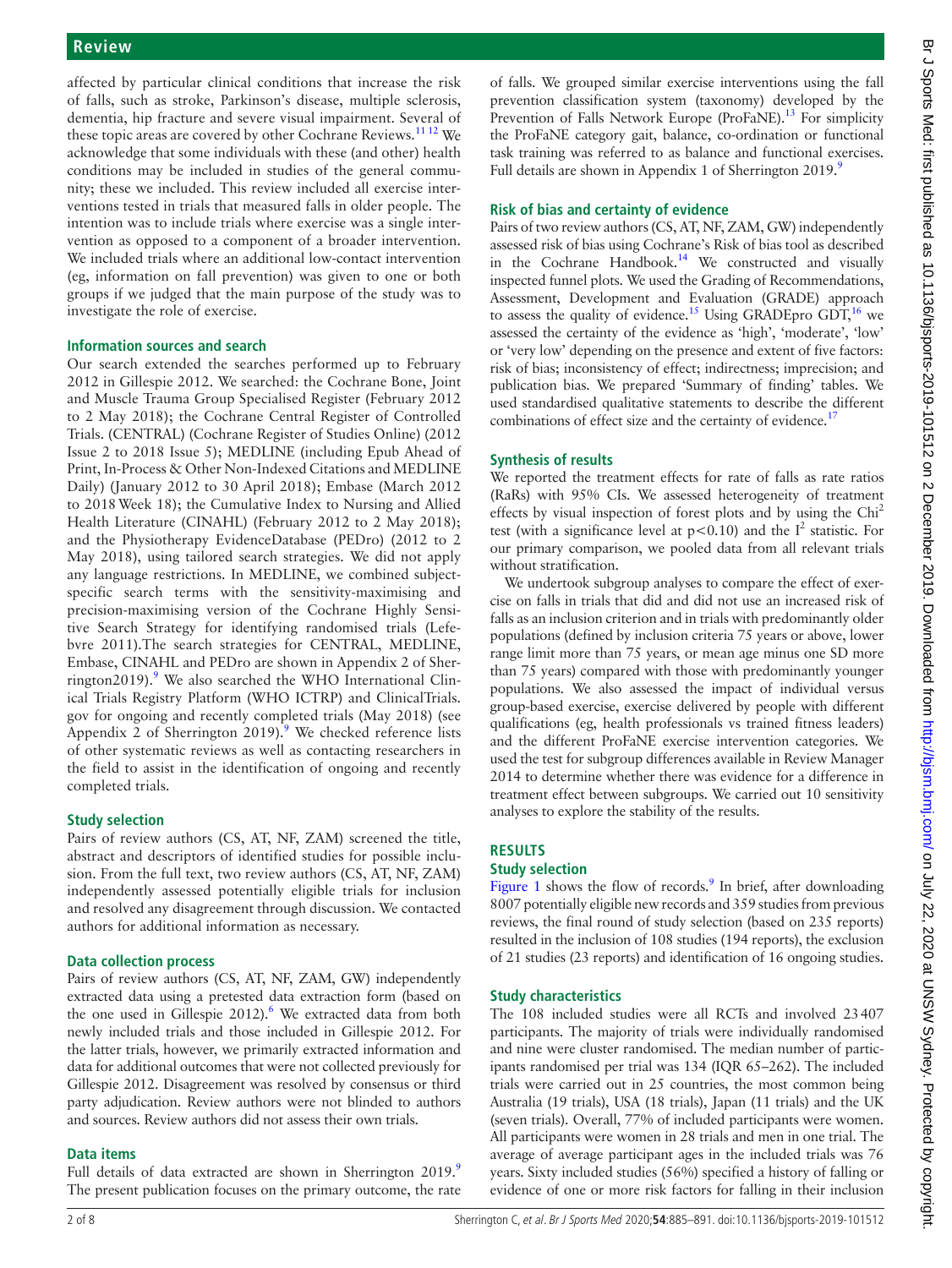affected by particular clinical conditions that increase the risk of falls, such as stroke, Parkinson's disease, multiple sclerosis, dementia, hip fracture and severe visual impairment. Several of these topic areas are covered by other Cochrane Reviews.[11 12] We acknowledge that some individuals with these (and other) health conditions may be included in studies of the general community; these we included. This review included all exercise interventions tested in trials that measured falls in older people. The intention was to include trials where exercise was a single intervention as opposed to a component of a broader intervention. We included trials where an additional low-contact intervention (eg, information on fall prevention) was given to one or both groups if we judged that the main purpose of the study was to investigate the role of exercise.

### Information sources and search

Our search extended the searches performed up to February 2012 in Gillespie 2012. We searched: the Cochrane Bone, Joint and Muscle Trauma Group Specialised Register (February 2012 to 2 May 2018); the Cochrane Central Register of Controlled Trials. (CENTRAL) (Cochrane Register of Studies Online) (2012 Issue 2 to 2018 Issue 5); MEDLINE (including Epub Ahead of Print, In-Process & Other Non-Indexed Citations and MEDLINE Daily) (January 2012 to 30 April 2018); Embase (March 2012 to 2018 Week 18); the Cumulative Index to Nursing and Allied Health Literature (CINAHL) (February 2012 to 2 May 2018); and the Physiotherapy EvidenceDatabase (PEDro) (2012 to 2 May 2018), using tailored search strategies. We did not apply any language restrictions. In MEDLINE, we combined subject-specific search terms with the sensitivity-maximising and precision-maximising version of the Cochrane Highly Sensitive Search Strategy for identifying randomised trials (Lefebvre 2011).The search strategies for CENTRAL, MEDLINE, Embase, CINAHL and PEDro are shown in Appendix 2 of Sherrington2019).[9] We also searched the WHO International Clinical Trials Registry Platform (WHO ICTRP) and ClinicalTrials.gov for ongoing and recently completed trials (May 2018) (see Appendix 2 of Sherrington 2019).[9] We checked reference lists of other systematic reviews as well as contacting researchers in the field to assist in the identification of ongoing and recently completed trials.

### Study selection

Pairs of review authors (CS, AT, NF, ZAM) screened the title, abstract and descriptors of identified studies for possible inclusion. From the full text, two review authors (CS, AT, NF, ZAM) independently assessed potentially eligible trials for inclusion and resolved any disagreement through discussion. We contacted authors for additional information as necessary.

### Data collection process

Pairs of review authors (CS, AT, NF, ZAM, GW) independently extracted data using a pretested data extraction form (based on the one used in Gillespie 2012).[6] We extracted data from both newly included trials and those included in Gillespie 2012. For the latter trials, however, we primarily extracted information and data for additional outcomes that were not collected previously for Gillespie 2012. Disagreement was resolved by consensus or third party adjudication. Review authors were not blinded to authors and sources. Review authors did not assess their own trials.

### Data items

Full details of data extracted are shown in Sherrington 2019.[9] The present publication focuses on the primary outcome, the rate of falls. We grouped similar exercise interventions using the fall prevention classification system (taxonomy) developed by the Prevention of Falls Network Europe (ProFaNE).[13] For simplicity the ProFaNE category gait, balance, co-ordination or functional task training was referred to as balance and functional exercises. Full details are shown in Appendix 1 of Sherrington 2019.[9]

### Risk of bias and certainty of evidence

Pairs of two review authors (CS, AT, NF, ZAM, GW) independently assessed risk of bias using Cochrane's Risk of bias tool as described in the Cochrane Handbook.[14] We constructed and visually inspected funnel plots. We used the Grading of Recommendations, Assessment, Development and Evaluation (GRADE) approach to assess the quality of evidence.[15] Using GRADEpro GDT,[16] we assessed the certainty of the evidence as 'high', 'moderate', 'low' or 'very low' depending on the presence and extent of five factors: risk of bias; inconsistency of effect; indirectness; imprecision; and publication bias. We prepared 'Summary of finding' tables. We used standardised qualitative statements to describe the different combinations of effect size and the certainty of evidence.[17]

### Synthesis of results

We reported the treatment effects for rate of falls as rate ratios (RaRs) with 95% CIs. We assessed heterogeneity of treatment effects by visual inspection of forest plots and by using the $Chi^2$ test (with a significance level at $p<0.10$) and the $I^2$ statistic. For our primary comparison, we pooled data from all relevant trials without stratification.

We undertook subgroup analyses to compare the effect of exercise on falls in trials that did and did not use an increased risk of falls as an inclusion criterion and in trials with predominantly older populations (defined by inclusion criteria 75 years or above, lower range limit more than 75 years, or mean age minus one SD more than 75 years) compared with those with predominantly younger populations. We also assessed the impact of individual versus group-based exercise, exercise delivered by people with different qualifications (eg, health professionals vs trained fitness leaders) and the different ProFaNE exercise intervention categories. We used the test for subgroup differences available in Review Manager 2014 to determine whether there was evidence for a difference in treatment effect between subgroups. We carried out 10 sensitivity analyses to explore the stability of the results.

## RESULTS

### Study selection

Figure 1 shows the flow of records.[9] In brief, after downloading 8007 potentially eligible new records and 359 studies from previous reviews, the final round of study selection (based on 235 reports) resulted in the inclusion of 108 studies (194 reports), the exclusion of 21 studies (23 reports) and identification of 16 ongoing studies.

### Study characteristics

The 108 included studies were all RCTs and involved 23 407 participants. The majority of trials were individually randomised and nine were cluster randomised. The median number of participants randomised per trial was 134 (IQR 65–262). The included trials were carried out in 25 countries, the most common being Australia (19 trials), USA (18 trials), Japan (11 trials) and the UK (seven trials). Overall, 77% of included participants were women. All participants were women in 28 trials and men in one trial. The average of average participant ages in the included trials was 76 years. Sixty included studies (56%) specified a history of falling or evidence of one or more risk factors for falling in their inclusion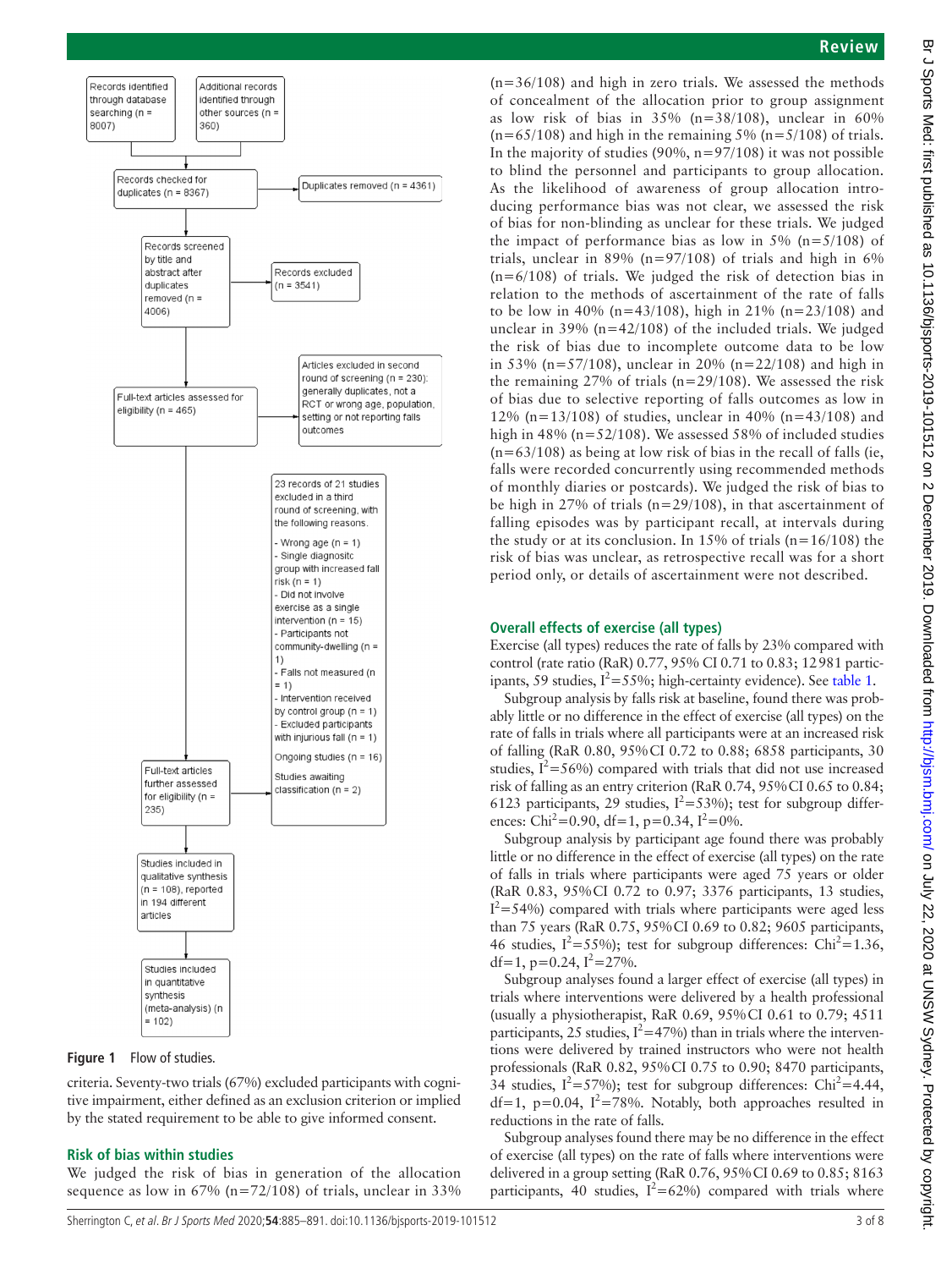Records identified through database searching (n = 8007)

Additional records identified through other sources (n = 360)

Records checked for duplicates (n = 8367)

Duplicates removed (n = 4361)

Records screened by title and abstract after duplicates removed (n = 4006)

Records excluded (n = 3541)

Full-text articles assessed for eligibility (n = 465)

Articles excluded in second round of screening (n = 230): generally duplicates, not a RCT or wrong age, population, setting or not reporting falls outcomes

Full-text articles further assessed for eligibility (n = 235)

23 records of 21 studies excluded in a third round of screening, with the following reasons.

- Wrong age (n = 1)
- Single diagnositc group with increased fall risk (n = 1)
- Did not involve exercise as a single intervention (n = 15)
- Participants not community-dwelling (n = 1)
- Falls not measured (n = 1)
- Intervention received by control group (n = 1)
- Excluded participants with injurious fall (n = 1)

Ongoing studies (n = 16)

Studies awaiting classification (n = 2)

Studies included in qualitative synthesis (n = 108), reported in 194 different articles

Studies included in quantitative synthesis (meta-analysis) (n = 102)

**Figure 1** Flow of studies.

criteria. Seventy-two trials (67%) excluded participants with cognitive impairment, either defined as an exclusion criterion or implied by the stated requirement to be able to give informed consent.

## Risk of bias within studies

We judged the risk of bias in generation of the allocation sequence as low in 67% (n=72/108) of trials, unclear in 33% (n=36/108) and high in zero trials. We assessed the methods of concealment of the allocation prior to group assignment as low risk of bias in 35% (n=38/108), unclear in 60% (n=65/108) and high in the remaining 5% (n=5/108) of trials. In the majority of studies (90%, n=97/108) it was not possible to blind the personnel and participants to group allocation. As the likelihood of awareness of group allocation introducing performance bias was not clear, we assessed the risk of bias for non-blinding as unclear for these trials. We judged the impact of performance bias as low in 5% (n=5/108) of trials, unclear in 89% (n=97/108) of trials and high in 6% (n=6/108) of trials. We judged the risk of detection bias in relation to the methods of ascertainment of the rate of falls to be low in 40% (n=43/108), high in 21% (n=23/108) and unclear in 39% (n=42/108) of the included trials. We judged the risk of bias due to incomplete outcome data to be low in 53% (n=57/108), unclear in 20% (n=22/108) and high in the remaining 27% of trials (n=29/108). We assessed the risk of bias due to selective reporting of falls outcomes as low in 12% (n=13/108) of studies, unclear in 40% (n=43/108) and high in 48% (n=52/108). We assessed 58% of included studies (n=63/108) as being at low risk of bias in the recall of falls (ie, falls were recorded concurrently using recommended methods of monthly diaries or postcards). We judged the risk of bias to be high in 27% of trials (n=29/108), in that ascertainment of falling episodes was by participant recall, at intervals during the study or at its conclusion. In 15% of trials (n=16/108) the risk of bias was unclear, as retrospective recall was for a short period only, or details of ascertainment were not described.

## Overall effects of exercise (all types)

Exercise (all types) reduces the rate of falls by 23% compared with control (rate ratio (RaR) 0.77, 95% CI 0.71 to 0.83; 12 981 participants, 59 studies, $I^2$=55%; high-certainty evidence). See table 1.

Subgroup analysis by falls risk at baseline, found there was probably little or no difference in the effect of exercise (all types) on the rate of falls in trials where all participants were at an increased risk of falling (RaR 0.80, 95% CI 0.72 to 0.88; 6858 participants, 30 studies, $I^2$=56%) compared with trials that did not use increased risk of falling as an entry criterion (RaR 0.74, 95% CI 0.65 to 0.84; 6123 participants, 29 studies, $I^2$=53%); test for subgroup differences: $Chi^2$=0.90, df=1, p=0.34, $I^2$=0%.

Subgroup analysis by participant age found there was probably little or no difference in the effect of exercise (all types) on the rate of falls in trials where participants were aged 75 years or older (RaR 0.83, 95% CI 0.72 to 0.97; 3376 participants, 13 studies, $I^2$=54%) compared with trials where participants were aged less than 75 years (RaR 0.75, 95% CI 0.69 to 0.82; 9605 participants, 46 studies, $I^2$=55%); test for subgroup differences: $Chi^2$=1.36, df=1, p=0.24, $I^2$=27%.

Subgroup analyses found a larger effect of exercise (all types) in trials where interventions were delivered by a health professional (usually a physiotherapist, RaR 0.69, 95% CI 0.61 to 0.79; 4511 participants, 25 studies, $I^2$=47%) than in trials where the interventions were delivered by trained instructors who were not health professionals (RaR 0.82, 95% CI 0.75 to 0.90; 8470 participants, 34 studies, $I^2$=57%); test for subgroup differences: $Chi^2$=4.44, df=1, p=0.04, $I^2$=78%. Notably, both approaches resulted in reductions in the rate of falls.

Subgroup analyses found there may be no difference in the effect of exercise (all types) on the rate of falls where interventions were delivered in a group setting (RaR 0.76, 95% CI 0.69 to 0.85; 8163 participants, 40 studies, $I^2$=62%) compared with trials where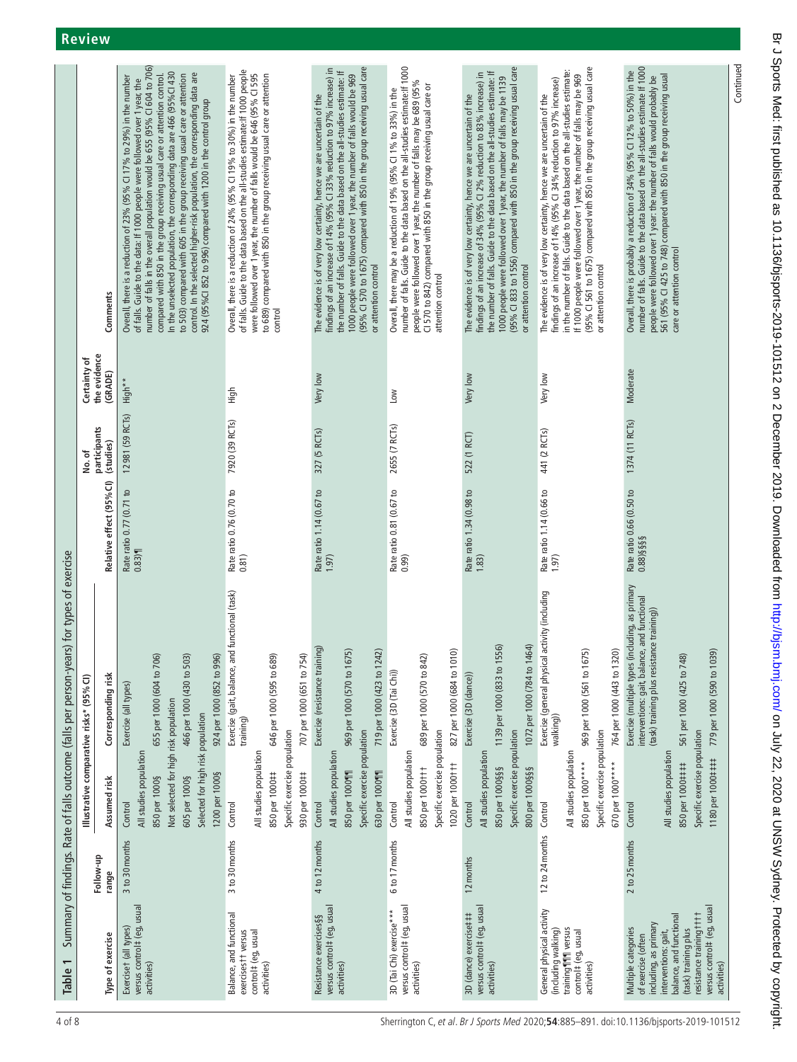**Table 1** Summary of findings. Rate of falls outcome (falls per person-years) for types of exercise

| Type of exercise | Follow-up range | Illustrative comparative risks* (95% CI) Assumed risk | Corresponding risk | Relative effect (95% CI) | No. of participants (studies) | Certainty of the evidence (GRADE) | Comments |
|---|---|---|---|---|---|---|---|
| Exercise† (all types) versus control‡ (eg, usual activities) | 3 to 30 months | Control | Exercise (all types) | Rate ratio 0.77 (0.71 to 0.83)¶ | 12 981 (59 RCTs) | High** | Overall, there is a reduction of 23% (95% CI 17% to 29%) in the number of falls. Guide to the data: If 1000 people were followed over 1 year, the number of falls in the overall population would be 655 (95% CI 604 to 706) compared with 850 in the group receiving usual care or attention control. In the unselected population, the corresponding data are 466 (95% CI 430 to 503) compared with 605 in the group receiving usual care or attention control. In the selected higher-risk population, the corresponding data are 924 (95% CI 852 to 996) compared with 1200 in the control group |
| | | All studies population | | | | | |
| | | 850 per 1000§ | 655 per 1000 (604 to 706) | | | | |
| | | Not selected for high risk population | | | | | |
| | | 605 per 1000§ | 466 per 1000 (430 to 503) | | | | |
| | | Selected for high risk population | | | | | |
| | | 1200 per 1000§ | 924 per 1000 (852 to 996) | | | | |
| Balance, and functional exercises†† versus control‡ (eg, usual activities) | 3 to 30 months | Control | Exercise (gait, balance, and functional (task) training) | Rate ratio 0.76 (0.70 to 0.81) | 7920 (39 RCTs) | High | Overall, there is a reduction of 24% (95% CI 19% to 30%) in the number of falls. Guide to the data based on the all-studies estimate: If 1000 people were followed over 1 year, the number of falls would be 646 (95% CI 595 to 689) compared with 850 in the group receiving usual care or attention control |
| | | All studies population | | | | | |
| | | 850 per 1000‡‡ | 646 per 1000 (595 to 689) | | | | |
| | | Specific exercise population | | | | | |
| | | 930 per 1000‡‡ | 707 per 1000 (651 to 754) | | | | |
| Resistance exercises§§ versus control‡ (eg, usual activities) | 4 to 12 months | Control | Exercise (resistance training) | Rate ratio 1.14 (0.67 to 1.97) | 327 (5 RCTs) | Very low | The evidence is of very low certainty, hence we are uncertain of the findings of an increase of 14% (95% CI 33% reduction to 97% increase) in the number of falls. Guide to the data based on the all-studies estimate: If 1000 people were followed over 1 year, the number of falls would be 969 (95% CI 570 to 1675) compared with 850 in the group receiving usual care or attention control |
| | | All studies population | | | | | |
| | | 850 per 1000¶¶ | 969 per 1000 (570 to 1675) | | | | |
| | | Specific exercise population | | | | | |
| | | 630 per 1000¶¶ | 719 per 1000 (423 to 1242) | | | | |
| 3D (Tai Chi) exercise*** versus control‡ (eg, usual activities) | 6 to 17 months | Control | Exercise (3D (Tai Chi)) | Rate ratio 0.81 (0.67 to 0.99) | 2655 (7 RCTs) | Low | Overall, there may be a reduction of 19% (95% CI 1% to 33%) in the number of falls. Guide to the data based on the all-studies estimate: If 1000 people were followed over 1 year, the number of falls may be 689 (95% CI 570 to 842) compared with 850 in the group receiving usual care or attention control |
| | | All studies population | | | | | |
| | | 850 per 1000††† | 689 per 1000 (570 to 842) | | | | |
| | | Specific exercise population | | | | | |
| | | 1020 per 1000††† | 827 per 1000 (684 to 1010) | | | | |
| 3D (dance) exercise‡‡‡ versus control‡ (eg, usual activities) | 12 months | Control | Exercise (3D (dance)) | Rate ratio 1.34 (0.98 to 1.83) | 522 (1 RCT) | Very low | The evidence is of very low certainty, hence we are uncertain of the findings of an increase of 34% (95% CI 2% reduction to 83% increase) in the number of falls. Guide to the data based on the all-studies estimate: If 1000 people were followed over 1 year, the number of falls may be 1139 (95% CI 833 to 1556) compared with 850 in the group receiving usual care or attention control |
| | | All studies population | | | | | |
| | | 850 per 1000§§§ | 1139 per 1000 (833 to 1556) | | | | |
| | | Specific exercise population | | | | | |
| | | 800 per 1000§§§ | 1072 per 1000 (784 to 1464) | | | | |
| General physical activity (including walking) training¶¶¶ versus control‡ (eg, usual activities) | 12 to 24 months | Control | Exercise (general physical activity (including walking)) | Rate ratio 1.14 (0.66 to 1.97) | 441 (2 RCTs) | Very low | The evidence is of very low certainty, hence we are uncertain of the findings of an increase of 14% (95% CI 34% reduction to 97% increase) in the number of falls. Guide to the data based on the all-studies estimate: If 1000 people were followed over 1 year, the number of falls may be 969 (95% CI 561 to 1675) compared with 850 in the group receiving usual care or attention control |
| | | All studies population | | | | | |
| | | 850 per 1000**** | 969 per 1000 (561 to 1675) | | | | |
| | | Specific exercise population | | | | | |
| | | 670 per 1000**** | 764 per 1000 (443 to 1320) | | | | |
| Multiple categories of exercise (often including, as primary interventions: gait, balance, and functional (task) training plus resistance training††††) versus control‡ (eg, usual activities) | 2 to 25 months | Control | Exercise (multiple types (including, as primary interventions: gait, balance, and functional (task) training plus resistance training)) | Rate ratio 0.66 (0.50 to 0.88)§§§§ | 1374 (11 RCTs) | Moderate | Overall, there is probably a reduction of 34% (95% CI 12% to 50%) in the number of falls. Guide to the data based on the all-studies estimate: If 1000 people were followed over 1 year: the number of falls would probably be 561 (95% CI 425 to 748) compared with 850 in the group receiving usual care or attention control |
| | | All studies population | | | | | |
| | | 850 per 1000‡‡‡‡ | 561 per 1000 (425 to 748) | | | | |
| | | Specific exercise population | | | | | |
| | | 1180 per 1000‡‡‡‡ | 779 per 1000 (590 to 1039) | | | | |

Continued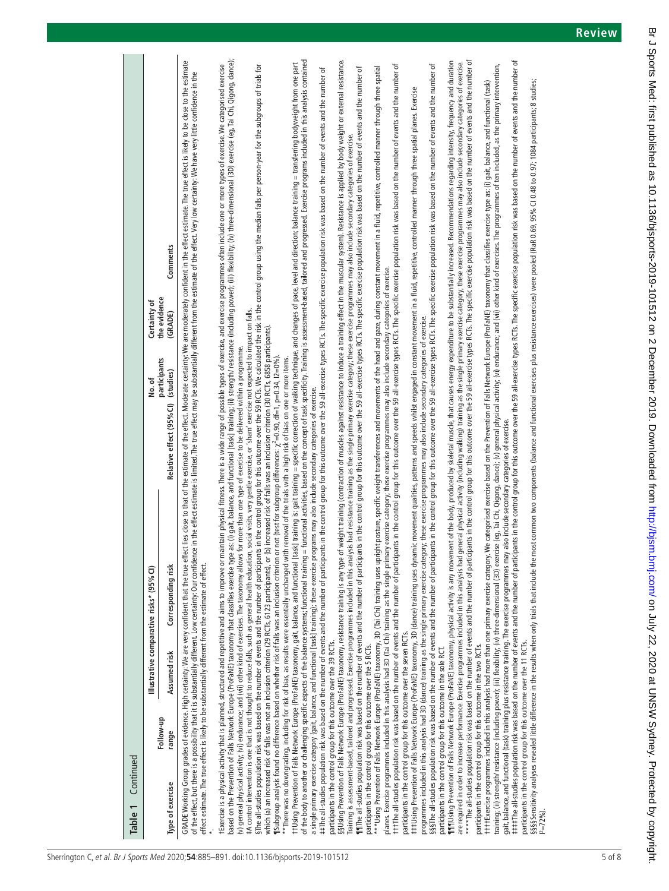**Table 1** Continued

| Type of exercise | Follow-up range | Illustrative comparative risks* (95% CI) | | Relative effect (95% CI) | No. of participants (studies) | Certainty of the evidence (GRADE) | Comments |
|---|---|---|---|---|---|---|---|
| | | Assumed risk | Corresponding risk | | | | |

GRADE Working Group grades of evidence. High certainty: We are very confident that the true effect lies close to that of the estimate of the effect. Moderate certainty: We are moderately confident in the effect estimate. The true effect is likely to be close to the estimate of the effect, but there is a possibility that it is substantially different. Low certainty: Our confidence in the effect estimate is limited. The true effect may be substantially different from the estimate of the effect. Very low certainty: We have very little confidence in the effect estimate. The true effect is likely to be substantially different from the estimate of effect.

*.

†Exercise is a physical activity that is planned, structured and repetitive and aims to improve or maintain physical fitness. There is a wide range of possible types of exercise, and exercise programmes often include one or more types of exercise. We categorised exercise based on the Prevention of Falls Network Europe (ProFaNE) taxonomy that classifies exercise type as: (i) gait, balance, and functional (task) training; (ii) strength/ resistance (including power); (iii) flexibility; (iv) three-dimensional (3D) exercise (eg, Tai Chi, Qigong, dance); (v) general physical activity; (vi) endurance; and (vii) other kind of exercises. The taxonomy allows for more than one type of exercise to be delivered within a programme.

‡A control intervention is one that is not thought to reduce falls, such as general health education, social visits, very gentle exercise, or 'sham' exercise not expected to impact on falls.

§The all-studies population risk was based on the number of events and the number of participants in the control group for this outcome over the 59 RCTs. We calculated the risk in the control group using the median falls per person-year for the subgroups of trials for which (a) an increased risk of falls was not an inclusion criterion (29 RCTs, 6123 participants), or (b) increased risk of falls was an inclusion criterion (30 RCTs, 6858 participants).

¶Subgroup analysis found no difference based on whether risk of falls was an inclusion criterion or not (test for subgroup differences: $\chi^2$=0.90, df=1, p=0.34, $I^2$=0%).

**There was no downgrading, including for risk of bias, as results were essentially unchanged with removal of the trials with a high risk of bias on one or more items.

††Using Prevention of Falls Network Europe (ProFaNE) taxonomy, gait, balance, and functional (task) training is: gait training = specific correction of walking technique, and changes of pace, level and direction; balance training = transferring bodyweight from one part of the body to another or challenging specific aspects of the balance systems; functional training = functional activities, based on the concept of task specificity. Training is assessment-based, tailored and progressed. Exercise programs included in this analysis contained a single primary exercise category (gait, balance, and functional (task) training); these exercise programs may also include secondary categories of exercise.

‡‡The all-studies population risk was based on the number of events and the number of participants in the control group for this outcome over the 59 all-exercise types RCTs. The specific exercise population risk was based on the number of events and the number of participants in the control group for this outcome over the 39 RCTs.

§§Using Prevention of Falls Network Europe (ProFaNE) taxonomy, resistance training is any type of weight training (contraction of muscles against resistance to induce a training effect in the muscular system). Resistance is applied by body weight or external resistance. Training is assessment-based, tailored and progressed. Exercise programmes included in this analysis had resistance training as the single primary exercise category; these exercise programmes may also include secondary categories of exercise.

¶¶The all-studies population risk was based on the number of events and the number of participants in the control group for this outcome over the 59 all-exercise types RCTs. The specific exercise population risk was based on the number of events and the number of participants in the control group for this outcome over the 5 RCTs.

***Using Prevention of Falls Network Europe (ProFaNE) taxonomy, 3D (Tai Chi) training uses upright posture, specific weight transferences and movements of the head and gaze, during constant movement in a fluid, repetitive, controlled manner through three spatial planes. Exercise programmes included in this analysis had 3D (Tai Chi) training as the single primary exercise category; these exercise programmes may also include secondary categories of exercise.

†††The all-studies population risk was based on the number of events and the number of participants in the control group for this outcome over the 59 all-exercise types RCTs. The specific exercise population risk was based on the number of events and the number of participants in the control group for this outcome over the seven RCTs.

‡‡‡Using Prevention of Falls Network Europe (ProFaNE) taxonomy, 3D (dance) training uses dynamic movement qualities, patterns and speeds whilst engaged in constant movement in a fluid, repetitive, controlled manner through three spatial planes. Exercise programmes included in this analysis had 3D (dance) training as the single primary exercise category; these exercise programmes may also include secondary categories of exercise.

§§§The all-studies population risk was based on the number of events and the number of participants in the control group for this outcome over the 59 all-exercise types RCTs. The specific exercise population risk was based on the number of events and the number of participants in the control group for this outcome in the sole RCT.

¶¶¶Using Prevention of Falls Network Europe (ProFaNE) taxonomy, physical activity is any movement of the body, produced by skeletal muscle, that causes energy expenditure to be substantially increased. Recommendations regarding intensity, frequency and duration are required in order to increase performance. Exercise programmes included in this analysis had general physical activity (including walking) training as the single primary exercise category; these exercise programmes may also include secondary categories of exercise.

****The all-studies population risk was based on the number of events and the number of participants in the control group for this outcome over the 59 all-exercise types RCTs. The specific exercise population risk was based on the number of events and the number of participants in the control group for this outcome in the two RCTs.

††††Exercise programmes included in this analysis had more than one primary exercise category. We categorised exercise based on the Prevention of Falls Network Europe (ProFaNE) taxonomy that classifies exercise type as: (i) gait, balance, and functional (task) training; (ii) strength/ resistance (including power); (iii) flexibility; (iv) three-dimensional (3D) exercise (eg, Tai Chi, Qigong, dance); (v) general physical activity; (vi) endurance; and (vii) other kind of exercises. The programmes of ten included, as the primary intervention, gait, balance, and functional (task) training plus resistance training. The exercise programmes may also include secondary categories of exercise.

‡‡‡‡The all-studies population risk was based on the number of events and the number of participants in the control group for this outcome over the 59 all-exercise types RCTs. The specific exercise population risk was based on the number of events and the number of participants in the control group for this outcome over the 11 RCTs.

§§§§Sensitivity analyses revealed little difference in the results when only trials that include the most common two components (balance and functional exercises plus resistance exercises) were pooled (RaR 0.69, 95% CI 0.48 to 0.97; 1084 participants; 8 studies; $I^2$=72%).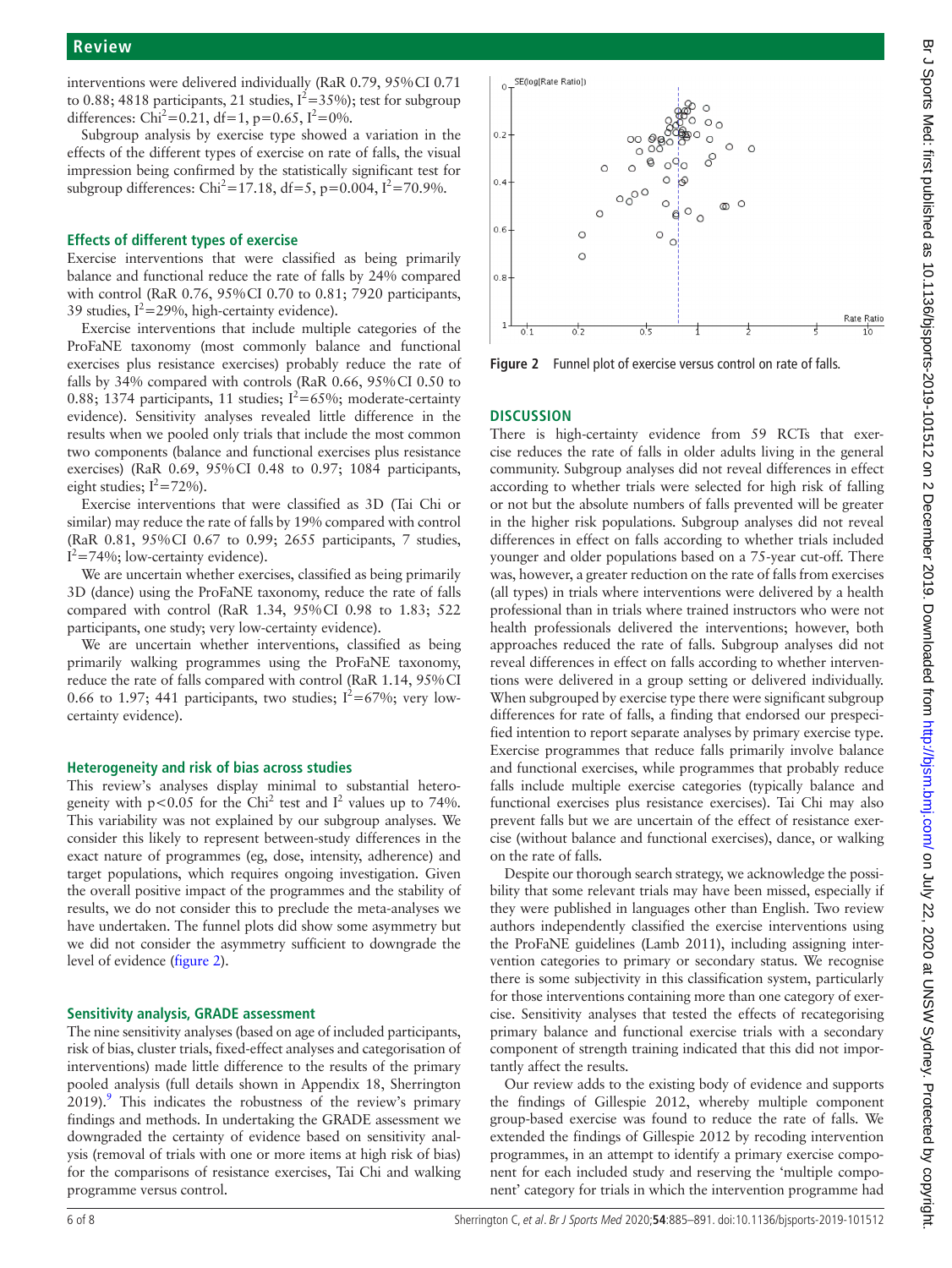interventions were delivered individually (RaR 0.79, 95% CI 0.71 to 0.88; 4818 participants, 21 studies, $I^2=35\%$); test for subgroup differences: $Chi^2=0.21$, df=1, p=0.65, $I^2=0\%$.

Subgroup analysis by exercise type showed a variation in the effects of the different types of exercise on rate of falls, the visual impression being confirmed by the statistically significant test for subgroup differences: $Chi^2=17.18$, df=5, p=0.004, $I^2=70.9\%$.

### Effects of different types of exercise

Exercise interventions that were classified as being primarily balance and functional reduce the rate of falls by 24% compared with control (RaR 0.76, 95% CI 0.70 to 0.81; 7920 participants, 39 studies, $I^2=29\%$, high-certainty evidence).

Exercise interventions that include multiple categories of the ProFaNE taxonomy (most commonly balance and functional exercises plus resistance exercises) probably reduce the rate of falls by 34% compared with controls (RaR 0.66, 95% CI 0.50 to 0.88; 1374 participants, 11 studies; $I^2=65\%$; moderate-certainty evidence). Sensitivity analyses revealed little difference in the results when we pooled only trials that include the most common two components (balance and functional exercises plus resistance exercises) (RaR 0.69, 95% CI 0.48 to 0.97; 1084 participants, eight studies; $I^2=72\%$).

Exercise interventions that were classified as 3D (Tai Chi or similar) may reduce the rate of falls by 19% compared with control (RaR 0.81, 95% CI 0.67 to 0.99; 2655 participants, 7 studies, $I^2=74\%$; low-certainty evidence).

We are uncertain whether exercises, classified as being primarily 3D (dance) using the ProFaNE taxonomy, reduce the rate of falls compared with control (RaR 1.34, 95% CI 0.98 to 1.83; 522 participants, one study; very low-certainty evidence).

We are uncertain whether interventions, classified as being primarily walking programmes using the ProFaNE taxonomy, reduce the rate of falls compared with control (RaR 1.14, 95% CI 0.66 to 1.97; 441 participants, two studies; $I^2=67\%$; very low-certainty evidence).

### Heterogeneity and risk of bias across studies

This review's analyses display minimal to substantial heterogeneity with $p<0.05$ for the $Chi^2$ test and $I^2$ values up to 74%. This variability was not explained by our subgroup analyses. We consider this likely to represent between-study differences in the exact nature of programmes (eg, dose, intensity, adherence) and target populations, which requires ongoing investigation. Given the overall positive impact of the programmes and the stability of results, we do not consider this to preclude the meta-analyses we have undertaken. The funnel plots did show some asymmetry but we did not consider the asymmetry sufficient to downgrade the level of evidence (figure 2).

### Sensitivity analysis, GRADE assessment

The nine sensitivity analyses (based on age of included participants, risk of bias, cluster trials, fixed-effect analyses and categorisation of interventions) made little difference to the results of the primary pooled analysis (full details shown in Appendix 18, Sherrington 2019).[9] This indicates the robustness of the review's primary findings and methods. In undertaking the GRADE assessment we downgraded the certainty of evidence based on sensitivity analysis (removal of trials with one or more items at high risk of bias) for the comparisons of resistance exercises, Tai Chi and walking programme versus control.

**Figure 2** Funnel plot of exercise versus control on rate of falls.

## DISCUSSION

There is high-certainty evidence from 59 RCTs that exercise reduces the rate of falls in older adults living in the general community. Subgroup analyses did not reveal differences in effect according to whether trials were selected for high risk of falling or not but the absolute numbers of falls prevented will be greater in the higher risk populations. Subgroup analyses did not reveal differences in effect on falls according to whether trials included younger and older populations based on a 75-year cut-off. There was, however, a greater reduction on the rate of falls from exercises (all types) in trials where interventions were delivered by a health professional than in trials where trained instructors who were not health professionals delivered the interventions; however, both approaches reduced the rate of falls. Subgroup analyses did not reveal differences in effect on falls according to whether interventions were delivered in a group setting or delivered individually. When subgrouped by exercise type there were significant subgroup differences for rate of falls, a finding that endorsed our prespecified intention to report separate analyses by primary exercise type. Exercise programmes that reduce falls primarily involve balance and functional exercises, while programmes that probably reduce falls include multiple exercise categories (typically balance and functional exercises plus resistance exercises). Tai Chi may also prevent falls but we are uncertain of the effect of resistance exercise (without balance and functional exercises), dance, or walking on the rate of falls.

Despite our thorough search strategy, we acknowledge the possibility that some relevant trials may have been missed, especially if they were published in languages other than English. Two review authors independently classified the exercise interventions using the ProFaNE guidelines (Lamb 2011), including assigning intervention categories to primary or secondary status. We recognise there is some subjectivity in this classification system, particularly for those interventions containing more than one category of exercise. Sensitivity analyses that tested the effects of recategorising primary balance and functional exercise trials with a secondary component of strength training indicated that this did not importantly affect the results.

Our review adds to the existing body of evidence and supports the findings of Gillespie 2012, whereby multiple component group-based exercise was found to reduce the rate of falls. We extended the findings of Gillespie 2012 by recoding intervention programmes, in an attempt to identify a primary exercise component for each included study and reserving the 'multiple component' category for trials in which the intervention programme had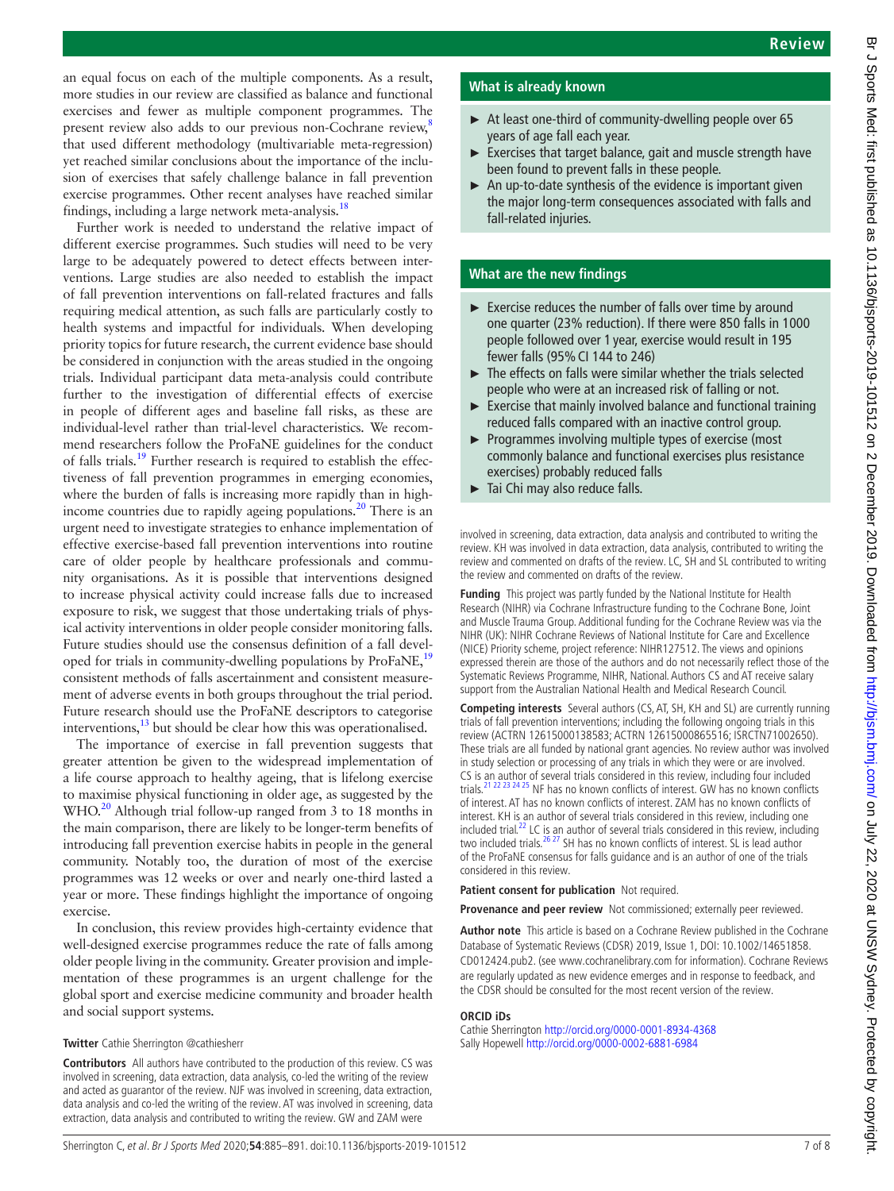an equal focus on each of the multiple components. As a result, more studies in our review are classified as balance and functional exercises and fewer as multiple component programmes. The present review also adds to our previous non-Cochrane review,[8] that used different methodology (multivariable meta-regression) yet reached similar conclusions about the importance of the inclusion of exercises that safely challenge balance in fall prevention exercise programmes. Other recent analyses have reached similar findings, including a large network meta-analysis.[18]

Further work is needed to understand the relative impact of different exercise programmes. Such studies will need to be very large to be adequately powered to detect effects between interventions. Large studies are also needed to establish the impact of fall prevention interventions on fall-related fractures and falls requiring medical attention, as such falls are particularly costly to health systems and impactful for individuals. When developing priority topics for future research, the current evidence base should be considered in conjunction with the areas studied in the ongoing trials. Individual participant data meta-analysis could contribute further to the investigation of differential effects of exercise in people of different ages and baseline fall risks, as these are individual-level rather than trial-level characteristics. We recommend researchers follow the ProFaNE guidelines for the conduct of falls trials.[19] Further research is required to establish the effectiveness of fall prevention programmes in emerging economies, where the burden of falls is increasing more rapidly than in high-income countries due to rapidly ageing populations.[20] There is an urgent need to investigate strategies to enhance implementation of effective exercise-based fall prevention interventions into routine care of older people by healthcare professionals and community organisations. As it is possible that interventions designed to increase physical activity could increase falls due to increased exposure to risk, we suggest that those undertaking trials of physical activity interventions in older people consider monitoring falls. Future studies should use the consensus definition of a fall developed for trials in community-dwelling populations by ProFaNE,[19] consistent methods of falls ascertainment and consistent measurement of adverse events in both groups throughout the trial period. Future research should use the ProFaNE descriptors to categorise interventions,[13] but should be clear how this was operationalised.

The importance of exercise in fall prevention suggests that greater attention be given to the widespread implementation of a life course approach to healthy ageing, that is lifelong exercise to maximise physical functioning in older age, as suggested by the WHO.[20] Although trial follow-up ranged from 3 to 18 months in the main comparison, there are likely to be longer-term benefits of introducing fall prevention exercise habits in people in the general community. Notably too, the duration of most of the exercise programmes was 12 weeks or over and nearly one-third lasted a year or more. These findings highlight the importance of ongoing exercise.

In conclusion, this review provides high-certainty evidence that well-designed exercise programmes reduce the rate of falls among older people living in the community. Greater provision and implementation of these programmes is an urgent challenge for the global sport and exercise medicine community and broader health and social support systems.

**Twitter** Cathie Sherrington @cathiesherr

**Contributors** All authors have contributed to the production of this review. CS was involved in screening, data extraction, data analysis, co-led the writing of the review and acted as guarantor of the review. NJF was involved in screening, data extraction, data analysis and co-led the writing of the review. AT was involved in screening, data extraction, data analysis and contributed to writing the review. GW and ZAM were involved in screening, data extraction, data analysis and contributed to writing the review. KH was involved in data extraction, data analysis, contributed to writing the review and commented on drafts of the review. LC, SH and SL contributed to writing the review and commented on drafts of the review.

**Funding** This project was partly funded by the National Institute for Health Research (NIHR) via Cochrane Infrastructure funding to the Cochrane Bone, Joint and Muscle Trauma Group. Additional funding for the Cochrane Review was via the NIHR (UK): NIHR Cochrane Reviews of National Institute for Care and Excellence (NICE) Priority scheme, project reference: NIHR127512. The views and opinions expressed therein are those of the authors and do not necessarily reflect those of the Systematic Reviews Programme, NIHR, National. Authors CS and AT receive salary support from the Australian National Health and Medical Research Council.

**Competing interests** Several authors (CS, AT, SH, KH and SL) are currently running trials of fall prevention interventions; including the following ongoing trials in this review (ACTRN 12615000138583; ACTRN 12615000865516; ISRCTN71002650). These trials are all funded by national grant agencies. No review author was involved in study selection or processing of any trials in which they were or are involved. CS is an author of several trials considered in this review, including four included trials.[21 22 23 24 25] NF has no known conflicts of interest. GW has no known conflicts of interest. AT has no known conflicts of interest. ZAM has no known conflicts of interest. KH is an author of several trials considered in this review, including one included trial.[22] LC is an author of several trials considered in this review, including two included trials.[26 27] SH has no known conflicts of interest. SL is lead author of the ProFaNE consensus for falls guidance and is an author of one of the trials considered in this review.

**Patient consent for publication** Not required.

**Provenance and peer review** Not commissioned; externally peer reviewed.

**Author note** This article is based on a Cochrane Review published in the Cochrane Database of Systematic Reviews (CDSR) 2019, Issue 1, DOI: 10.1002/14651858.CD012424.pub2. (see www.cochranelibrary.com for information). Cochrane Reviews are regularly updated as new evidence emerges and in response to feedback, and the CDSR should be consulted for the most recent version of the review.

**ORCID iDs**

Cathie Sherrington http://orcid.org/0000-0001-8934-4368
Sally Hopewell http://orcid.org/0000-0002-6881-6984

## What is already known

- At least one-third of community-dwelling people over 65 years of age fall each year.
- Exercises that target balance, gait and muscle strength have been found to prevent falls in these people.
- An up-to-date synthesis of the evidence is important given the major long-term consequences associated with falls and fall-related injuries.

## What are the new findings

- Exercise reduces the number of falls over time by around one quarter (23% reduction). If there were 850 falls in 1000 people followed over 1 year, exercise would result in 195 fewer falls (95% CI 144 to 246)
- The effects on falls were similar whether the trials selected people who were at an increased risk of falling or not.
- Exercise that mainly involved balance and functional training reduced falls compared with an inactive control group.
- Programmes involving multiple types of exercise (most commonly balance and functional exercises plus resistance exercises) probably reduced falls
- Tai Chi may also reduce falls.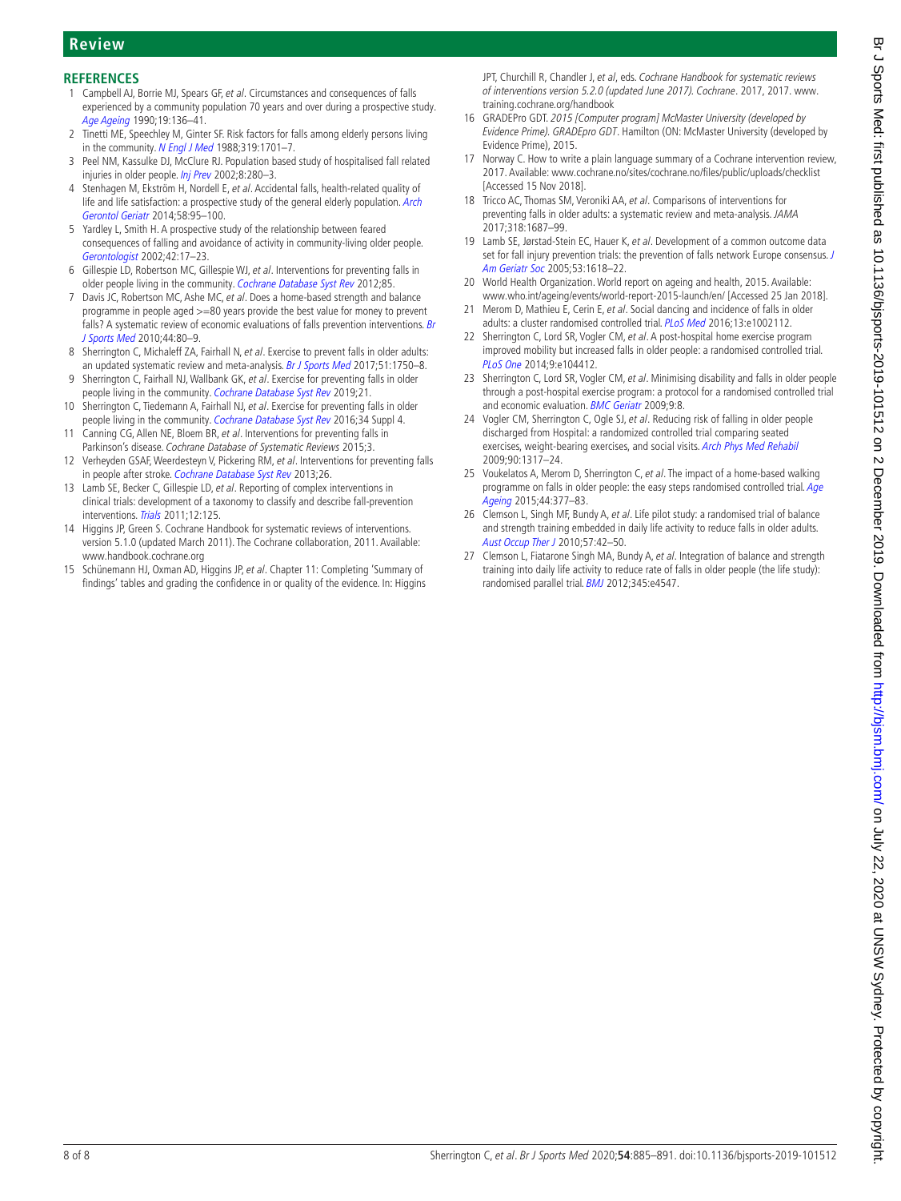## REFERENCES

1. Campbell AJ, Borrie MJ, Spears GF, *et al*. Circumstances and consequences of falls experienced by a community population 70 years and over during a prospective study. *Age Ageing* 1990;19:136–41.
2. Tinetti ME, Speechley M, Ginter SF. Risk factors for falls among elderly persons living in the community. *N Engl J Med* 1988;319:1701–7.
3. Peel NM, Kassulke DJ, McClure RJ. Population based study of hospitalised fall related injuries in older people. *Inj Prev* 2002;8:280–3.
4. Stenhagen M, Ekström H, Nordell E, *et al*. Accidental falls, health-related quality of life and life satisfaction: a prospective study of the general elderly population. *Arch Gerontol Geriatr* 2014;58:95–100.
5. Yardley L, Smith H. A prospective study of the relationship between feared consequences of falling and avoidance of activity in community-living older people. *Gerontologist* 2002;42:17–23.
6. Gillespie LD, Robertson MC, Gillespie WJ, *et al*. Interventions for preventing falls in older people living in the community. *Cochrane Database Syst Rev* 2012;85.
7. Davis JC, Robertson MC, Ashe MC, *et al*. Does a home-based strength and balance programme in people aged >=80 years provide the best value for money to prevent falls? A systematic review of economic evaluations of falls prevention interventions. *Br J Sports Med* 2010;44:80–9.
8. Sherrington C, Michaleff ZA, Fairhall N, *et al*. Exercise to prevent falls in older adults: an updated systematic review and meta-analysis. *Br J Sports Med* 2017;51:1750–8.
9. Sherrington C, Fairhall NJ, Wallbank GK, *et al*. Exercise for preventing falls in older people living in the community. *Cochrane Database Syst Rev* 2019;21.
10. Sherrington C, Tiedemann A, Fairhall NJ, *et al*. Exercise for preventing falls in older people living in the community. *Cochrane Database Syst Rev* 2016;34 Suppl 4.
11. Canning CG, Allen NE, Bloem BR, *et al*. Interventions for preventing falls in Parkinson's disease. *Cochrane Database of Systematic Reviews* 2015;3.
12. Verheyden GSAF, Weerdesteyn V, Pickering RM, *et al*. Interventions for preventing falls in people after stroke. *Cochrane Database Syst Rev* 2013;26.
13. Lamb SE, Becker C, Gillespie LD, *et al*. Reporting of complex interventions in clinical trials: development of a taxonomy to classify and describe fall-prevention interventions. *Trials* 2011;12:125.
14. Higgins JP, Green S. Cochrane Handbook for systematic reviews of interventions. version 5.1.0 (updated March 2011). The Cochrane collaboration, 2011. Available: www.handbook.cochrane.org
15. Schünemann HJ, Oxman AD, Higgins JP, *et al*. Chapter 11: Completing 'Summary of findings' tables and grading the confidence in or quality of the evidence. In: Higgins JPT, Churchill R, Chandler J, *et al*, eds. *Cochrane Handbook for systematic reviews of interventions version 5.2.0 (updated June 2017). Cochrane*. 2017, 2017. www.training.cochrane.org/handbook
16. GRADEPro GDT. *2015 [Computer program] McMaster University (developed by Evidence Prime). GRADEpro GDT*. Hamilton (ON: McMaster University (developed by Evidence Prime), 2015.
17. Norway C. How to write a plain language summary of a Cochrane intervention review, 2017. Available: www.cochrane.no/sites/cochrane.no/files/public/uploads/checklist [Accessed 15 Nov 2018].
18. Tricco AC, Thomas SM, Veroniki AA, *et al*. Comparisons of interventions for preventing falls in older adults: a systematic review and meta-analysis. *JAMA* 2017;318:1687–99.
19. Lamb SE, Jørstad-Stein EC, Hauer K, *et al*. Development of a common outcome data set for fall injury prevention trials: the prevention of falls network Europe consensus. *J Am Geriatr Soc* 2005;53:1618–22.
20. World Health Organization. World report on ageing and health, 2015. Available: www.who.int/ageing/events/world-report-2015-launch/en/ [Accessed 25 Jan 2018].
21. Merom D, Mathieu E, Cerin E, *et al*. Social dancing and incidence of falls in older adults: a cluster randomised controlled trial. *PLoS Med* 2016;13:e1002112.
22. Sherrington C, Lord SR, Vogler CM, *et al*. A post-hospital home exercise program improved mobility but increased falls in older people: a randomised controlled trial. *PLoS One* 2014;9:e104412.
23. Sherrington C, Lord SR, Vogler CM, *et al*. Minimising disability and falls in older people through a post-hospital exercise program: a protocol for a randomised controlled trial and economic evaluation. *BMC Geriatr* 2009;9:8.
24. Vogler CM, Sherrington C, Ogle SJ, *et al*. Reducing risk of falling in older people discharged from Hospital: a randomized controlled trial comparing seated exercises, weight-bearing exercises, and social visits. *Arch Phys Med Rehabil* 2009;90:1317–24.
25. Voukelatos A, Merom D, Sherrington C, *et al*. The impact of a home-based walking programme on falls in older people: the easy steps randomised controlled trial. *Age Ageing* 2015;44:377–83.
26. Clemson L, Singh MF, Bundy A, *et al*. Life pilot study: a randomised trial of balance and strength training embedded in daily life activity to reduce falls in older adults. *Aust Occup Ther J* 2010;57:42–50.
27. Clemson L, Fiatarone Singh MA, Bundy A, *et al*. Integration of balance and strength training into daily life activity to reduce rate of falls in older people (the life study): randomised parallel trial. *BMJ* 2012;345:e4547.